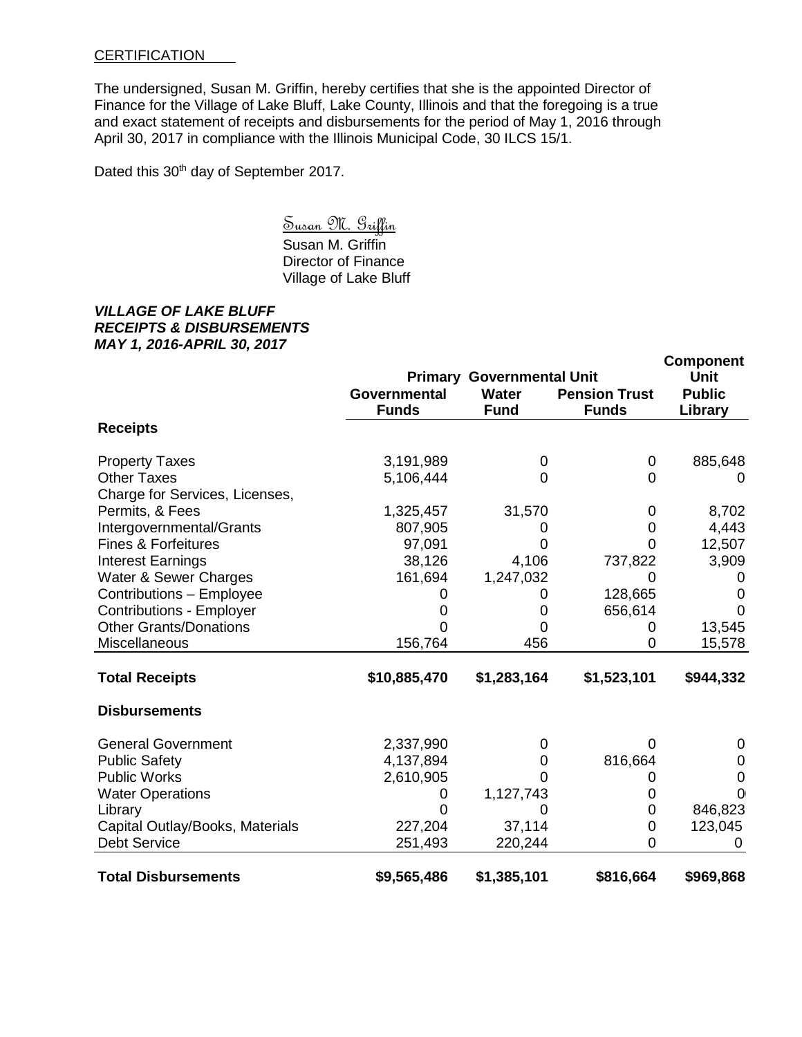CERTIFICATION

The undersigned, Susan M. Griffin, hereby certifies that she is the appointed Director of Finance for the Village of Lake Bluff, Lake County, Illinois and that the foregoing is a true and exact statement of receipts and disbursements for the period of May 1, 2016 through April 30, 2017 in compliance with the Illinois Municipal Code, 30 ILCS 15/1.

Dated this 30th day of September 2017.

Susan M. Griffin
Susan M. Griffin
Director of Finance
Village of Lake Bluff

***VILLAGE OF LAKE BLUFF***
***RECEIPTS & DISBURSEMENTS***
***MAY 1, 2016-APRIL 30, 2017***

| | **Primary Governmental Unit** | | | **Component Unit** |
|---|---|---|---|---|
| | **Governmental Funds** | **Water Fund** | **Pension Trust Funds** | **Public Library** |
| **Receipts** | | | | |
| Property Taxes | 3,191,989 | 0 | 0 | 885,648 |
| Other Taxes | 5,106,444 | 0 | 0 | 0 |
| Charge for Services, Licenses, Permits, & Fees | 1,325,457 | 31,570 | 0 | 8,702 |
| Intergovernmental/Grants | 807,905 | 0 | 0 | 4,443 |
| Fines & Forfeitures | 97,091 | 0 | 0 | 12,507 |
| Interest Earnings | 38,126 | 4,106 | 737,822 | 3,909 |
| Water & Sewer Charges | 161,694 | 1,247,032 | 0 | 0 |
| Contributions – Employee | 0 | 0 | 128,665 | 0 |
| Contributions - Employer | 0 | 0 | 656,614 | 0 |
| Other Grants/Donations | 0 | 0 | 0 | 13,545 |
| Miscellaneous | 156,764 | 456 | 0 | 15,578 |
| **Total Receipts** | **$10,885,470** | **$1,283,164** | **$1,523,101** | **$944,332** |
| **Disbursements** | | | | |
| General Government | 2,337,990 | 0 | 0 | 0 |
| Public Safety | 4,137,894 | 0 | 816,664 | 0 |
| Public Works | 2,610,905 | 0 | 0 | 0 |
| Water Operations | 0 | 1,127,743 | 0 | 0 |
| Library | 0 | 0 | 0 | 846,823 |
| Capital Outlay/Books, Materials | 227,204 | 37,114 | 0 | 123,045 |
| Debt Service | 251,493 | 220,244 | 0 | 0 |
| **Total Disbursements** | **$9,565,486** | **$1,385,101** | **$816,664** | **$969,868** |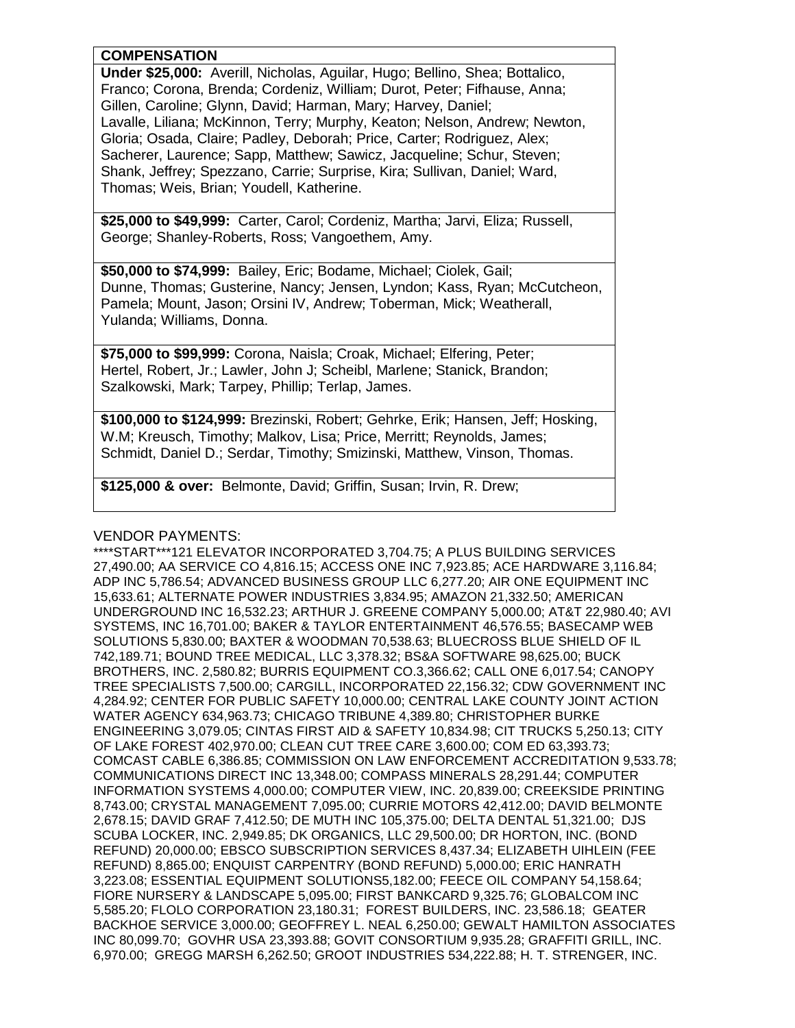| COMPENSATION |
|---|
| **Under $25,000:** Averill, Nicholas, Aguilar, Hugo; Bellino, Shea; Bottalico, Franco; Corona, Brenda; Cordeniz, William; Durot, Peter; Fifhause, Anna; Gillen, Caroline; Glynn, David; Harman, Mary; Harvey, Daniel; Lavalle, Liliana; McKinnon, Terry; Murphy, Keaton; Nelson, Andrew; Newton, Gloria; Osada, Claire; Padley, Deborah; Price, Carter; Rodriguez, Alex; Sacherer, Laurence; Sapp, Matthew; Sawicz, Jacqueline; Schur, Steven; Shank, Jeffrey; Spezzano, Carrie; Surprise, Kira; Sullivan, Daniel; Ward, Thomas; Weis, Brian; Youdell, Katherine. |
| **$25,000 to $49,999:** Carter, Carol; Cordeniz, Martha; Jarvi, Eliza; Russell, George; Shanley-Roberts, Ross; Vangoethem, Amy. |
| **$50,000 to $74,999:** Bailey, Eric; Bodame, Michael; Ciolek, Gail; Dunne, Thomas; Gusterine, Nancy; Jensen, Lyndon; Kass, Ryan; McCutcheon, Pamela; Mount, Jason; Orsini IV, Andrew; Toberman, Mick; Weatherall, Yulanda; Williams, Donna. |
| **$75,000 to $99,999:** Corona, Naisla; Croak, Michael; Elfering, Peter; Hertel, Robert, Jr.; Lawler, John J; Scheibl, Marlene; Stanick, Brandon; Szalkowski, Mark; Tarpey, Phillip; Terlap, James. |
| **$100,000 to $124,999:** Brezinski, Robert; Gehrke, Erik; Hansen, Jeff; Hosking, W.M; Kreusch, Timothy; Malkov, Lisa; Price, Merritt; Reynolds, James; Schmidt, Daniel D.; Serdar, Timothy; Smizinski, Matthew, Vinson, Thomas. |
| **$125,000 & over:** Belmonte, David; Griffin, Susan; Irvin, R. Drew; |

VENDOR PAYMENTS:

****START***121 ELEVATOR INCORPORATED 3,704.75; A PLUS BUILDING SERVICES 27,490.00; AA SERVICE CO 4,816.15; ACCESS ONE INC 7,923.85; ACE HARDWARE 3,116.84; ADP INC 5,786.54; ADVANCED BUSINESS GROUP LLC 6,277.20; AIR ONE EQUIPMENT INC 15,633.61; ALTERNATE POWER INDUSTRIES 3,834.95; AMAZON 21,332.50; AMERICAN UNDERGROUND INC 16,532.23; ARTHUR J. GREENE COMPANY 5,000.00; AT&T 22,980.40; AVI SYSTEMS, INC 16,701.00; BAKER & TAYLOR ENTERTAINMENT 46,576.55; BASECAMP WEB SOLUTIONS 5,830.00; BAXTER & WOODMAN 70,538.63; BLUECROSS BLUE SHIELD OF IL 742,189.71; BOUND TREE MEDICAL, LLC 3,378.32; BS&A SOFTWARE 98,625.00; BUCK BROTHERS, INC. 2,580.82; BURRIS EQUIPMENT CO.3,366.62; CALL ONE 6,017.54; CANOPY TREE SPECIALISTS 7,500.00; CARGILL, INCORPORATED 22,156.32; CDW GOVERNMENT INC 4,284.92; CENTER FOR PUBLIC SAFETY 10,000.00; CENTRAL LAKE COUNTY JOINT ACTION WATER AGENCY 634,963.73; CHICAGO TRIBUNE 4,389.80; CHRISTOPHER BURKE ENGINEERING 3,079.05; CINTAS FIRST AID & SAFETY 10,834.98; CIT TRUCKS 5,250.13; CITY OF LAKE FOREST 402,970.00; CLEAN CUT TREE CARE 3,600.00; COM ED 63,393.73; COMCAST CABLE 6,386.85; COMMISSION ON LAW ENFORCEMENT ACCREDITATION 9,533.78; COMMUNICATIONS DIRECT INC 13,348.00; COMPASS MINERALS 28,291.44; COMPUTER INFORMATION SYSTEMS 4,000.00; COMPUTER VIEW, INC. 20,839.00; CREEKSIDE PRINTING 8,743.00; CRYSTAL MANAGEMENT 7,095.00; CURRIE MOTORS 42,412.00; DAVID BELMONTE 2,678.15; DAVID GRAF 7,412.50; DE MUTH INC 105,375.00; DELTA DENTAL 51,321.00; DJS SCUBA LOCKER, INC. 2,949.85; DK ORGANICS, LLC 29,500.00; DR HORTON, INC. (BOND REFUND) 20,000.00; EBSCO SUBSCRIPTION SERVICES 8,437.34; ELIZABETH UIHLEIN (FEE REFUND) 8,865.00; ENQUIST CARPENTRY (BOND REFUND) 5,000.00; ERIC HANRATH 3,223.08; ESSENTIAL EQUIPMENT SOLUTIONS5,182.00; FEECE OIL COMPANY 54,158.64; FIORE NURSERY & LANDSCAPE 5,095.00; FIRST BANKCARD 9,325.76; GLOBALCOM INC 5,585.20; FLOLO CORPORATION 23,180.31; FOREST BUILDERS, INC. 23,586.18; GEATER BACKHOE SERVICE 3,000.00; GEOFFREY L. NEAL 6,250.00; GEWALT HAMILTON ASSOCIATES INC 80,099.70; GOVHR USA 23,393.88; GOVIT CONSORTIUM 9,935.28; GRAFFITI GRILL, INC. 6,970.00; GREGG MARSH 6,262.50; GROOT INDUSTRIES 534,222.88; H. T. STRENGER, INC.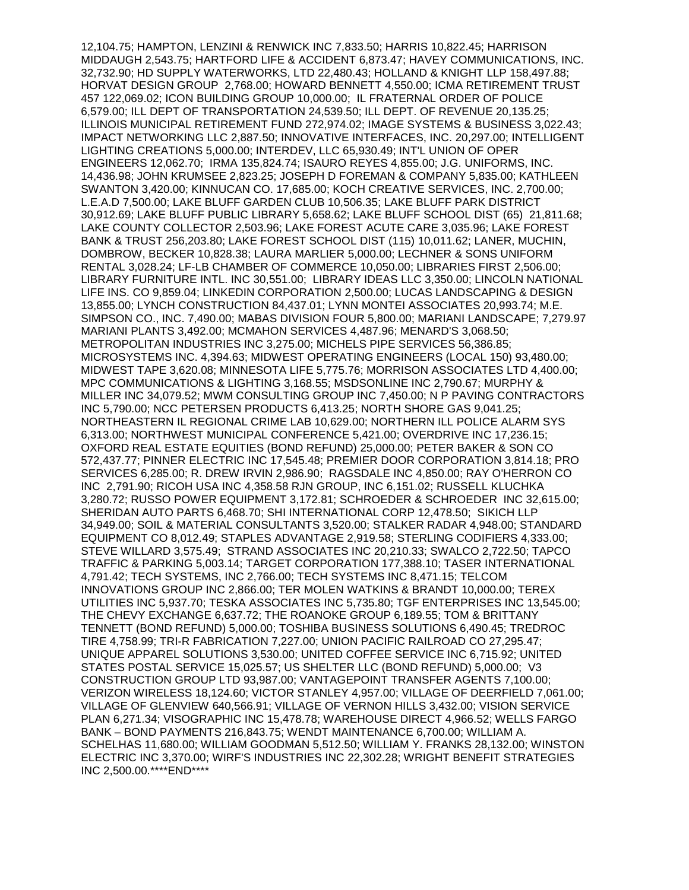12,104.75; HAMPTON, LENZINI & RENWICK INC 7,833.50; HARRIS 10,822.45; HARRISON MIDDAUGH 2,543.75; HARTFORD LIFE & ACCIDENT 6,873.47; HAVEY COMMUNICATIONS, INC. 32,732.90; HD SUPPLY WATERWORKS, LTD 22,480.43; HOLLAND & KNIGHT LLP 158,497.88; HORVAT DESIGN GROUP 2,768.00; HOWARD BENNETT 4,550.00; ICMA RETIREMENT TRUST 457 122,069.02; ICON BUILDING GROUP 10,000.00; IL FRATERNAL ORDER OF POLICE 6,579.00; ILL DEPT OF TRANSPORTATION 24,539.50; ILL DEPT. OF REVENUE 20,135.25; ILLINOIS MUNICIPAL RETIREMENT FUND 272,974.02; IMAGE SYSTEMS & BUSINESS 3,022.43; IMPACT NETWORKING LLC 2,887.50; INNOVATIVE INTERFACES, INC. 20,297.00; INTELLIGENT LIGHTING CREATIONS 5,000.00; INTERDEV, LLC 65,930.49; INT'L UNION OF OPER ENGINEERS 12,062.70; IRMA 135,824.74; ISAURO REYES 4,855.00; J.G. UNIFORMS, INC. 14,436.98; JOHN KRUMSEE 2,823.25; JOSEPH D FOREMAN & COMPANY 5,835.00; KATHLEEN SWANTON 3,420.00; KINNUCAN CO. 17,685.00; KOCH CREATIVE SERVICES, INC. 2,700.00; L.E.A.D 7,500.00; LAKE BLUFF GARDEN CLUB 10,506.35; LAKE BLUFF PARK DISTRICT 30,912.69; LAKE BLUFF PUBLIC LIBRARY 5,658.62; LAKE BLUFF SCHOOL DIST (65) 21,811.68; LAKE COUNTY COLLECTOR 2,503.96; LAKE FOREST ACUTE CARE 3,035.96; LAKE FOREST BANK & TRUST 256,203.80; LAKE FOREST SCHOOL DIST (115) 10,011.62; LANER, MUCHIN, DOMBROW, BECKER 10,828.38; LAURA MARLIER 5,000.00; LECHNER & SONS UNIFORM RENTAL 3,028.24; LF-LB CHAMBER OF COMMERCE 10,050.00; LIBRARIES FIRST 2,506.00; LIBRARY FURNITURE INTL. INC 30,551.00; LIBRARY IDEAS LLC 3,350.00; LINCOLN NATIONAL LIFE INS. CO 9,859.04; LINKEDIN CORPORATION 2,500.00; LUCAS LANDSCAPING & DESIGN 13,855.00; LYNCH CONSTRUCTION 84,437.01; LYNN MONTEI ASSOCIATES 20,993.74; M.E. SIMPSON CO., INC. 7,490.00; MABAS DIVISION FOUR 5,800.00; MARIANI LANDSCAPE; 7,279.97 MARIANI PLANTS 3,492.00; MCMAHON SERVICES 4,487.96; MENARD'S 3,068.50; METROPOLITAN INDUSTRIES INC 3,275.00; MICHELS PIPE SERVICES 56,386.85; MICROSYSTEMS INC. 4,394.63; MIDWEST OPERATING ENGINEERS (LOCAL 150) 93,480.00; MIDWEST TAPE 3,620.08; MINNESOTA LIFE 5,775.76; MORRISON ASSOCIATES LTD 4,400.00; MPC COMMUNICATIONS & LIGHTING 3,168.55; MSDSONLINE INC 2,790.67; MURPHY & MILLER INC 34,079.52; MWM CONSULTING GROUP INC 7,450.00; N P PAVING CONTRACTORS INC 5,790.00; NCC PETERSEN PRODUCTS 6,413.25; NORTH SHORE GAS 9,041.25; NORTHEASTERN IL REGIONAL CRIME LAB 10,629.00; NORTHERN ILL POLICE ALARM SYS 6,313.00; NORTHWEST MUNICIPAL CONFERENCE 5,421.00; OVERDRIVE INC 17,236.15; OXFORD REAL ESTATE EQUITIES (BOND REFUND) 25,000.00; PETER BAKER & SON CO 572,437.77; PINNER ELECTRIC INC 17,545.48; PREMIER DOOR CORPORATION 3,814.18; PRO SERVICES 6,285.00; R. DREW IRVIN 2,986.90; RAGSDALE INC 4,850.00; RAY O'HERRON CO INC 2,791.90; RICOH USA INC 4,358.58 RJN GROUP, INC 6,151.02; RUSSELL KLUCHKA 3,280.72; RUSSO POWER EQUIPMENT 3,172.81; SCHROEDER & SCHROEDER INC 32,615.00; SHERIDAN AUTO PARTS 6,468.70; SHI INTERNATIONAL CORP 12,478.50; SIKICH LLP 34,949.00; SOIL & MATERIAL CONSULTANTS 3,520.00; STALKER RADAR 4,948.00; STANDARD EQUIPMENT CO 8,012.49; STAPLES ADVANTAGE 2,919.58; STERLING CODIFIERS 4,333.00; STEVE WILLARD 3,575.49; STRAND ASSOCIATES INC 20,210.33; SWALCO 2,722.50; TAPCO TRAFFIC & PARKING 5,003.14; TARGET CORPORATION 177,388.10; TASER INTERNATIONAL 4,791.42; TECH SYSTEMS, INC 2,766.00; TECH SYSTEMS INC 8,471.15; TELCOM INNOVATIONS GROUP INC 2,866.00; TER MOLEN WATKINS & BRANDT 10,000.00; TEREX UTILITIES INC 5,937.70; TESKA ASSOCIATES INC 5,735.80; TGF ENTERPRISES INC 13,545.00; THE CHEVY EXCHANGE 6,637.72; THE ROANOKE GROUP 6,189.55; TOM & BRITTANY TENNETT (BOND REFUND) 5,000.00; TOSHIBA BUSINESS SOLUTIONS 6,490.45; TREDROC TIRE 4,758.99; TRI-R FABRICATION 7,227.00; UNION PACIFIC RAILROAD CO 27,295.47; UNIQUE APPAREL SOLUTIONS 3,530.00; UNITED COFFEE SERVICE INC 6,715.92; UNITED STATES POSTAL SERVICE 15,025.57; US SHELTER LLC (BOND REFUND) 5,000.00; V3 CONSTRUCTION GROUP LTD 93,987.00; VANTAGEPOINT TRANSFER AGENTS 7,100.00; VERIZON WIRELESS 18,124.60; VICTOR STANLEY 4,957.00; VILLAGE OF DEERFIELD 7,061.00; VILLAGE OF GLENVIEW 640,566.91; VILLAGE OF VERNON HILLS 3,432.00; VISION SERVICE PLAN 6,271.34; VISOGRAPHIC INC 15,478.78; WAREHOUSE DIRECT 4,966.52; WELLS FARGO BANK – BOND PAYMENTS 216,843.75; WENDT MAINTENANCE 6,700.00; WILLIAM A. SCHELHAS 11,680.00; WILLIAM GOODMAN 5,512.50; WILLIAM Y. FRANKS 28,132.00; WINSTON ELECTRIC INC 3,370.00; WIRF'S INDUSTRIES INC 22,302.28; WRIGHT BENEFIT STRATEGIES INC 2,500.00.****END****